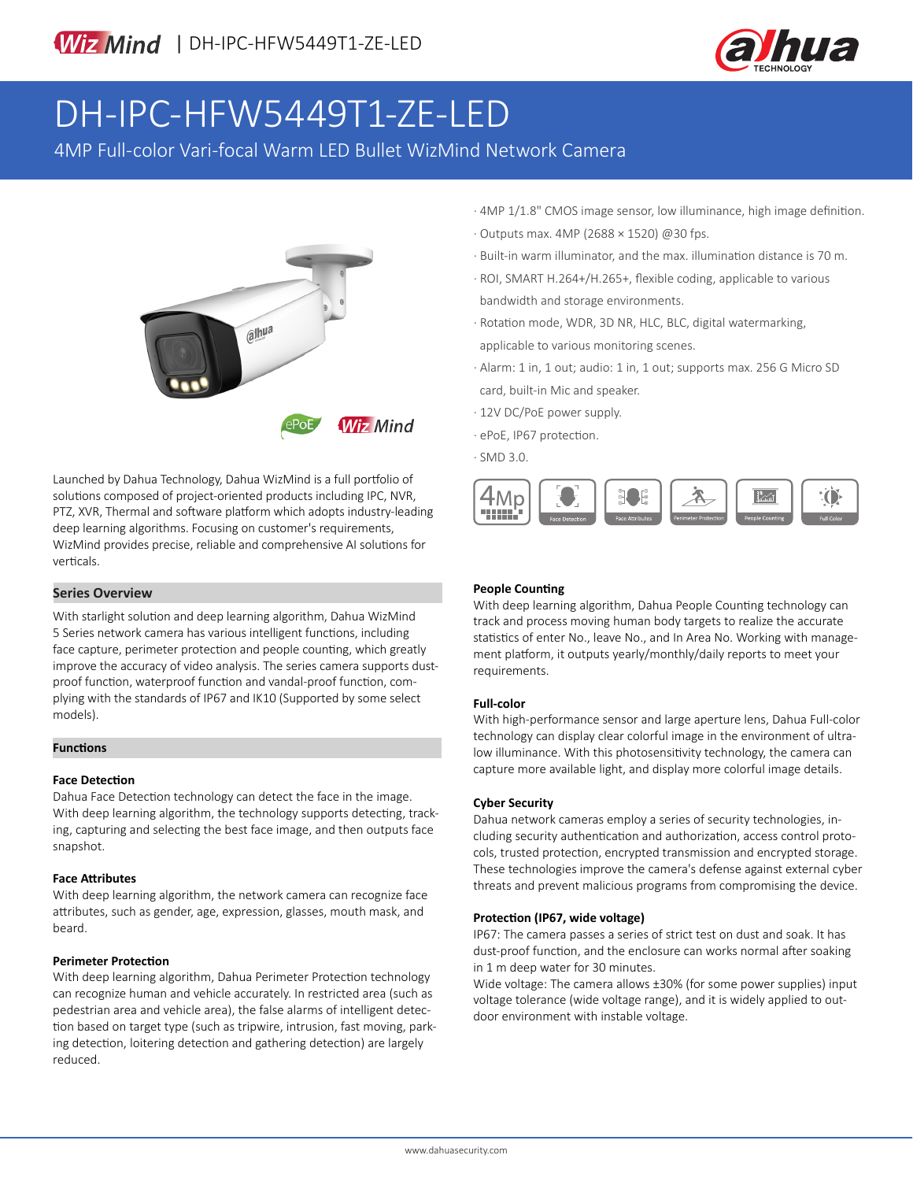# DH-IPC-HFW5449T1-ZE-LED

4MP Full-color Vari-focal Warm LED Bullet WizMind Network Camera

- 4MP 1/1.8" CMOS image sensor, low illuminance, high image definition.
- Outputs max. 4MP (2688 × 1520) @30 fps.
- Built-in warm illuminator, and the max. illumination distance is 70 m.
- ROI, SMART H.264+/H.265+, flexible coding, applicable to various bandwidth and storage environments.
- Rotation mode, WDR, 3D NR, HLC, BLC, digital watermarking, applicable to various monitoring scenes.
- Alarm: 1 in, 1 out; audio: 1 in, 1 out; supports max. 256 G Micro SD card, built-in Mic and speaker.
- 12V DC/PoE power supply.
- ePoE, IP67 protection.
- SMD 3.0.

Launched by Dahua Technology, Dahua WizMind is a full portfolio of solutions composed of project-oriented products including IPC, NVR, PTZ, XVR, Thermal and software platform which adopts industry-leading deep learning algorithms. Focusing on customer's requirements, WizMind provides precise, reliable and comprehensive AI solutions for verticals.

## Series Overview

With starlight solution and deep learning algorithm, Dahua WizMind 5 Series network camera has various intelligent functions, including face capture, perimeter protection and people counting, which greatly improve the accuracy of video analysis. The series camera supports dust-proof function, waterproof function and vandal-proof function, complying with the standards of IP67 and IK10 (Supported by some select models).

## Functions

### Face Detection

Dahua Face Detection technology can detect the face in the image. With deep learning algorithm, the technology supports detecting, tracking, capturing and selecting the best face image, and then outputs face snapshot.

### Face Attributes

With deep learning algorithm, the network camera can recognize face attributes, such as gender, age, expression, glasses, mouth mask, and beard.

### Perimeter Protection

With deep learning algorithm, Dahua Perimeter Protection technology can recognize human and vehicle accurately. In restricted area (such as pedestrian area and vehicle area), the false alarms of intelligent detection based on target type (such as tripwire, intrusion, fast moving, parking detection, loitering detection and gathering detection) are largely reduced.

### People Counting

With deep learning algorithm, Dahua People Counting technology can track and process moving human body targets to realize the accurate statistics of enter No., leave No., and In Area No. Working with management platform, it outputs yearly/monthly/daily reports to meet your requirements.

### Full-color

With high-performance sensor and large aperture lens, Dahua Full-color technology can display clear colorful image in the environment of ultra-low illuminance. With this photosensitivity technology, the camera can capture more available light, and display more colorful image details.

### Cyber Security

Dahua network cameras employ a series of security technologies, including security authentication and authorization, access control protocols, trusted protection, encrypted transmission and encrypted storage. These technologies improve the camera's defense against external cyber threats and prevent malicious programs from compromising the device.

### Protection (IP67, wide voltage)

IP67: The camera passes a series of strict test on dust and soak. It has dust-proof function, and the enclosure can works normal after soaking in 1 m deep water for 30 minutes.

Wide voltage: The camera allows ±30% (for some power supplies) input voltage tolerance (wide voltage range), and it is widely applied to outdoor environment with instable voltage.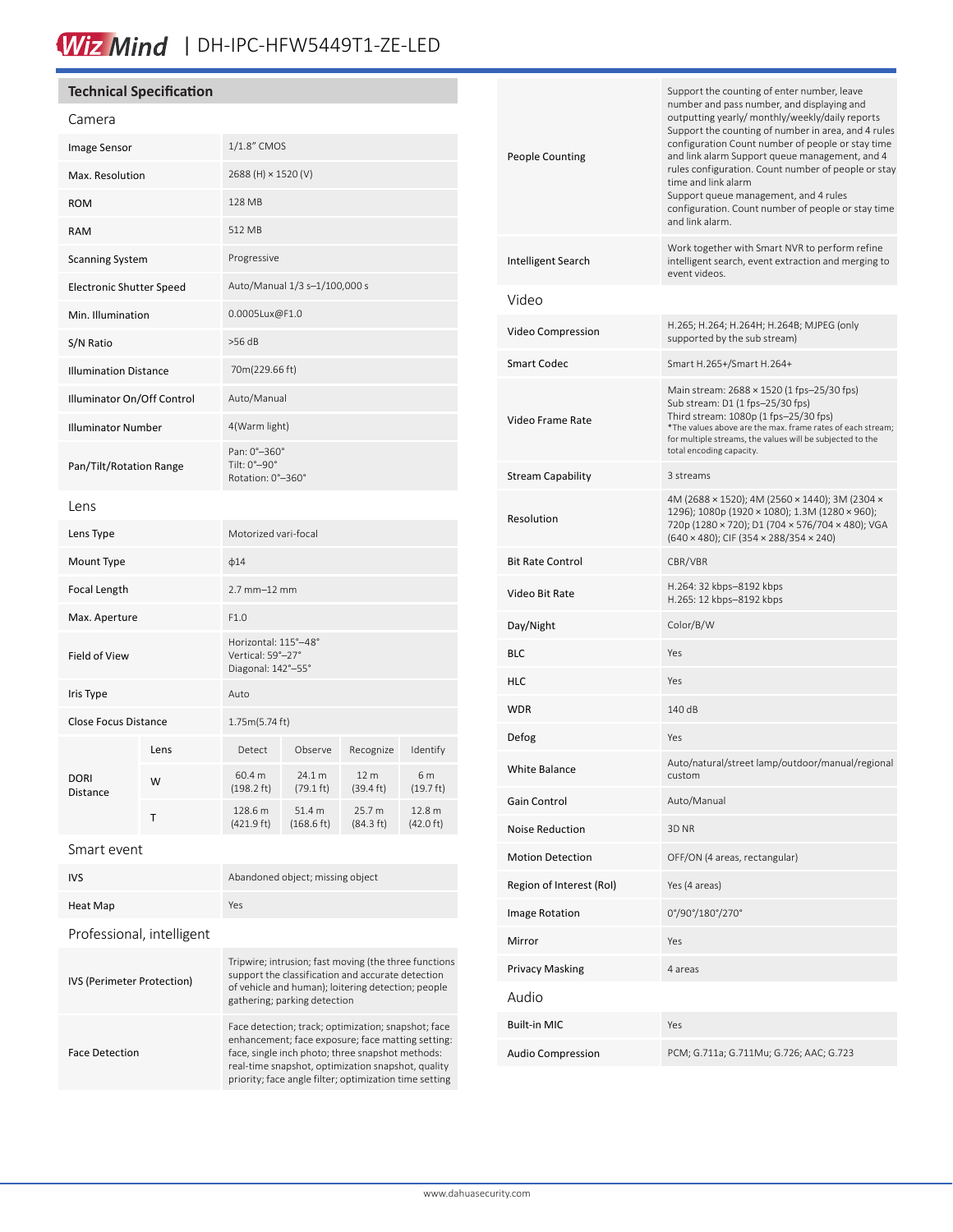WizMind | DH-IPC-HFW5449T1-ZE-LED

## Technical Specification

### Camera

| | |
|---|---|
| Image Sensor | 1/1.8" CMOS |
| Max. Resolution | 2688 (H) × 1520 (V) |
| ROM | 128 MB |
| RAM | 512 MB |
| Scanning System | Progressive |
| Electronic Shutter Speed | Auto/Manual 1/3 s–1/100,000 s |
| Min. Illumination | 0.0005Lux@F1.0 |
| S/N Ratio | >56 dB |
| Illumination Distance | 70m(229.66 ft) |
| Illuminator On/Off Control | Auto/Manual |
| Illuminator Number | 4(Warm light) |
| Pan/Tilt/Rotation Range | Pan: 0°–360°<br>Tilt: 0°–90°<br>Rotation: 0°–360° |

### Lens

| | | | | | |
|---|---|---|---|---|---|
| Lens Type | | Motorized vari-focal | | | |
| Mount Type | | ф14 | | | |
| Focal Length | | 2.7 mm–12 mm | | | |
| Max. Aperture | | F1.0 | | | |
| Field of View | | Horizontal: 115°–48°<br>Vertical: 59°–27°<br>Diagonal: 142°–55° | | | |
| Iris Type | | Auto | | | |
| Close Focus Distance | | 1.75m(5.74 ft) | | | |
| DORI Distance | Lens | Detect | Observe | Recognize | Identify |
| | W | 60.4 m (198.2 ft) | 24.1 m (79.1 ft) | 12 m (39.4 ft) | 6 m (19.7 ft) |
| | T | 128.6 m (421.9 ft) | 51.4 m (168.6 ft) | 25.7 m (84.3 ft) | 12.8 m (42.0 ft) |

### Smart event

| | |
|---|---|
| IVS | Abandoned object; missing object |
| Heat Map | Yes |

### Professional, intelligent

| | |
|---|---|
| IVS (Perimeter Protection) | Tripwire; intrusion; fast moving (the three functions support the classification and accurate detection of vehicle and human); loitering detection; people gathering; parking detection |
| Face Detection | Face detection; track; optimization; snapshot; face enhancement; face exposure; face matting setting: face, single inch photo; three snapshot methods: real-time snapshot, optimization snapshot, quality priority; face angle filter; optimization time setting |
| People Counting | Support the counting of enter number, leave number and pass number, and displaying and outputting yearly/ monthly/weekly/daily reports<br>Support the counting of number in area, and 4 rules configuration Count number of people or stay time and link alarm Support queue management, and 4 rules configuration. Count number of people or stay time and link alarm<br>Support queue management, and 4 rules configuration. Count number of people or stay time and link alarm. |
| Intelligent Search | Work together with Smart NVR to perform refine intelligent search, event extraction and merging to event videos. |

### Video

| | |
|---|---|
| Video Compression | H.265; H.264; H.264H; H.264B; MJPEG (only supported by the sub stream) |
| Smart Codec | Smart H.265+/Smart H.264+ |
| Video Frame Rate | Main stream: 2688 × 1520 (1 fps–25/30 fps)<br>Sub stream: D1 (1 fps–25/30 fps)<br>Third stream: 1080p (1 fps–25/30 fps)<br>*The values above are the max. frame rates of each stream; for multiple streams, the values will be subjected to the total encoding capacity. |
| Stream Capability | 3 streams |
| Resolution | 4M (2688 × 1520); 4M (2560 × 1440); 3M (2304 × 1296); 1080p (1920 × 1080); 1.3M (1280 × 960); 720p (1280 × 720); D1 (704 × 576/704 × 480); VGA (640 × 480); CIF (354 × 288/354 × 240) |
| Bit Rate Control | CBR/VBR |
| Video Bit Rate | H.264: 32 kbps–8192 kbps<br>H.265: 12 kbps–8192 kbps |
| Day/Night | Color/B/W |
| BLC | Yes |
| HLC | Yes |
| WDR | 140 dB |
| Defog | Yes |
| White Balance | Auto/natural/street lamp/outdoor/manual/regional custom |
| Gain Control | Auto/Manual |
| Noise Reduction | 3D NR |
| Motion Detection | OFF/ON (4 areas, rectangular) |
| Region of Interest (RoI) | Yes (4 areas) |
| Image Rotation | 0°/90°/180°/270° |
| Mirror | Yes |
| Privacy Masking | 4 areas |

### Audio

| | |
|---|---|
| Built-in MIC | Yes |
| Audio Compression | PCM; G.711a; G.711Mu; G.726; AAC; G.723 |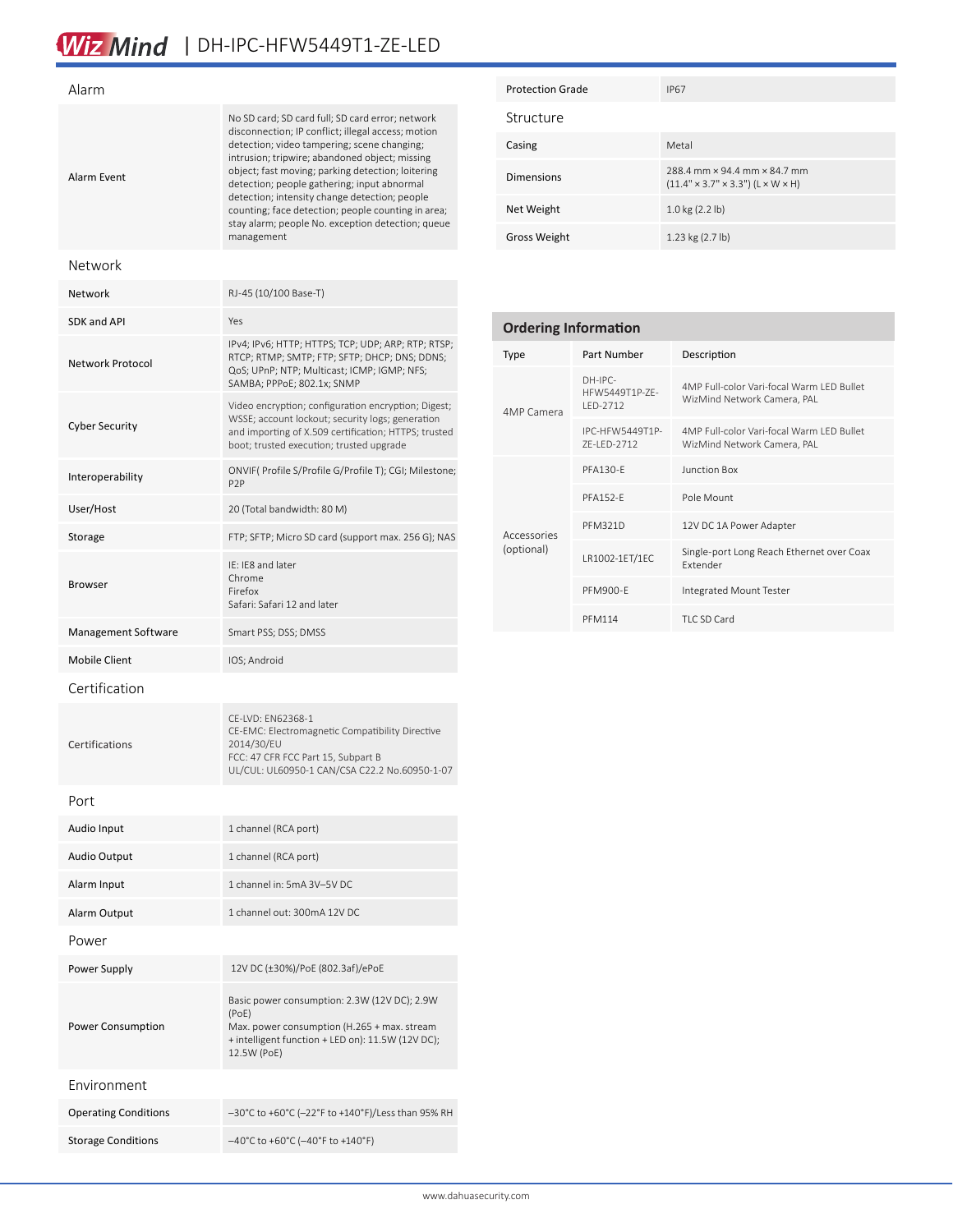# WizMind | DH-IPC-HFW5449T1-ZE-LED

## Alarm

| | |
|---|---|
| Alarm Event | No SD card; SD card full; SD card error; network disconnection; IP conflict; illegal access; motion detection; video tampering; scene changing; intrusion; tripwire; abandoned object; missing object; fast moving; parking detection; loitering detection; people gathering; input abnormal detection; intensity change detection; people counting; face detection; people counting in area; stay alarm; people No. exception detection; queue management |

## Network

| | |
|---|---|
| Network | RJ-45 (10/100 Base-T) |
| SDK and API | Yes |
| Network Protocol | IPv4; IPv6; HTTP; HTTPS; TCP; UDP; ARP; RTP; RTSP; RTCP; RTMP; SMTP; FTP; SFTP; DHCP; DNS; DDNS; QoS; UPnP; NTP; Multicast; ICMP; IGMP; NFS; SAMBA; PPPoE; 802.1x; SNMP |
| Cyber Security | Video encryption; configuration encryption; Digest; WSSE; account lockout; security logs; generation and importing of X.509 certification; HTTPS; trusted boot; trusted execution; trusted upgrade |
| Interoperability | ONVIF( Profile S/Profile G/Profile T); CGI; Milestone; P2P |
| User/Host | 20 (Total bandwidth: 80 M) |
| Storage | FTP; SFTP; Micro SD card (support max. 256 G); NAS |
| Browser | IE: IE8 and later<br>Chrome<br>Firefox<br>Safari: Safari 12 and later |
| Management Software | Smart PSS; DSS; DMSS |
| Mobile Client | IOS; Android |

## Certification

| | |
|---|---|
| Certifications | CE-LVD: EN62368-1<br>CE-EMC: Electromagnetic Compatibility Directive 2014/30/EU<br>FCC: 47 CFR FCC Part 15, Subpart B<br>UL/CUL: UL60950-1 CAN/CSA C22.2 No.60950-1-07 |

## Port

| | |
|---|---|
| Audio Input | 1 channel (RCA port) |
| Audio Output | 1 channel (RCA port) |
| Alarm Input | 1 channel in: 5mA 3V–5V DC |
| Alarm Output | 1 channel out: 300mA 12V DC |

## Power

| | |
|---|---|
| Power Supply | 12V DC (±30%)/PoE (802.3af)/ePoE |
| Power Consumption | Basic power consumption: 2.3W (12V DC); 2.9W (PoE)<br>Max. power consumption (H.265 + max. stream + intelligent function + LED on): 11.5W (12V DC); 12.5W (PoE) |

## Environment

| | |
|---|---|
| Operating Conditions | –30°C to +60°C (–22°F to +140°F)/Less than 95% RH |
| Storage Conditions | –40°C to +60°C (–40°F to +140°F) |
| Protection Grade | IP67 |

## Structure

| | |
|---|---|
| Casing | Metal |
| Dimensions | 288.4 mm × 94.4 mm × 84.7 mm (11.4" × 3.7" × 3.3") (L × W × H) |
| Net Weight | 1.0 kg (2.2 lb) |
| Gross Weight | 1.23 kg (2.7 lb) |

## Ordering Information

| Type | Part Number | Description |
|---|---|---|
| 4MP Camera | DH-IPC-HFW5449T1P-ZE-LED-2712 | 4MP Full-color Vari-focal Warm LED Bullet WizMind Network Camera, PAL |
| | IPC-HFW5449T1P-ZE-LED-2712 | 4MP Full-color Vari-focal Warm LED Bullet WizMind Network Camera, PAL |
| Accessories (optional) | PFA130-E | Junction Box |
| | PFA152-E | Pole Mount |
| | PFM321D | 12V DC 1A Power Adapter |
| | LR1002-1ET/1EC | Single-port Long Reach Ethernet over Coax Extender |
| | PFM900-E | Integrated Mount Tester |
| | PFM114 | TLC SD Card |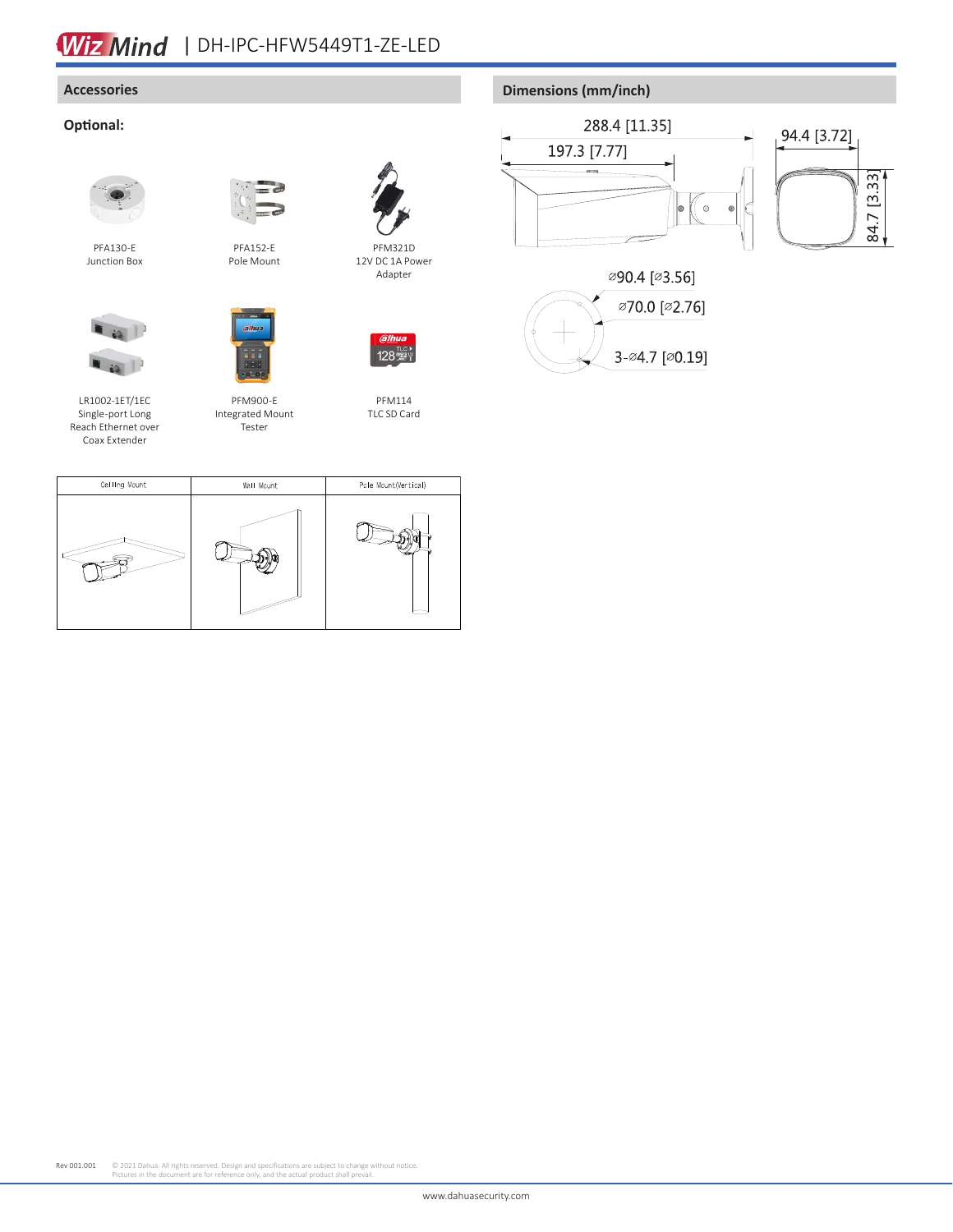## Accessories

### Optional:

PFA130-E
Junction Box

PFA152-E
Pole Mount

PFM321D
12V DC 1A Power Adapter

LR1002-1ET/1EC
Single-port Long Reach Ethernet over Coax Extender

PFM900-E
Integrated Mount Tester

PFM114
TLC SD Card

| Ceiling Mount | Wall Mount | Pole Mount(Vertical) |
|---|---|---|
| | | |

## Dimensions (mm/inch)

288.4 [11.35]
197.3 [7.77]
94.4 [3.72]
84.7 [3.33]
⌀90.4 [⌀3.56]
⌀70.0 [⌀2.76]
3-⌀4.7 [⌀0.19]

Rev 001.001 © 2021 Dahua. All rights reserved. Design and specifications are subject to change without notice.
Pictures in the document are for reference only, and the actual product shall prevail.